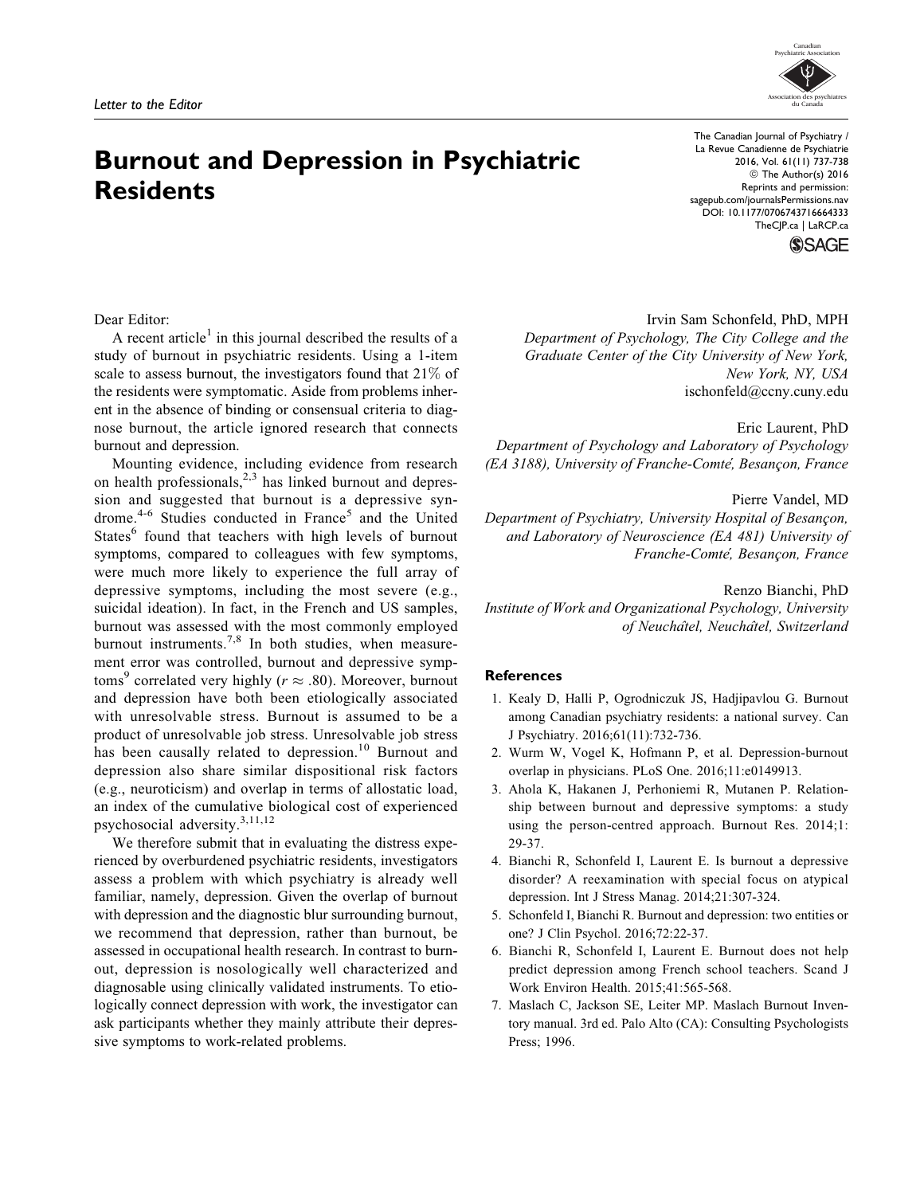Letter to the Editor

# Burnout and Depression in Psychiatric Residents

Dear Editor:

A recent article[1] in this journal described the results of a study of burnout in psychiatric residents. Using a 1-item scale to assess burnout, the investigators found that 21% of the residents were symptomatic. Aside from problems inherent in the absence of binding or consensual criteria to diagnose burnout, the article ignored research that connects burnout and depression.

Mounting evidence, including evidence from research on health professionals,[2,3] has linked burnout and depression and suggested that burnout is a depressive syndrome.[4-6] Studies conducted in France[5] and the United States[6] found that teachers with high levels of burnout symptoms, compared to colleagues with few symptoms, were much more likely to experience the full array of depressive symptoms, including the most severe (e.g., suicidal ideation). In fact, in the French and US samples, burnout was assessed with the most commonly employed burnout instruments.[7,8] In both studies, when measurement error was controlled, burnout and depressive symptoms[9] correlated very highly ($r \approx .80$). Moreover, burnout and depression have both been etiologically associated with unresolvable stress. Burnout is assumed to be a product of unresolvable job stress. Unresolvable job stress has been causally related to depression.[10] Burnout and depression also share similar dispositional risk factors (e.g., neuroticism) and overlap in terms of allostatic load, an index of the cumulative biological cost of experienced psychosocial adversity.[3,11,12]

We therefore submit that in evaluating the distress experienced by overburdened psychiatric residents, investigators assess a problem with which psychiatry is already well familiar, namely, depression. Given the overlap of burnout with depression and the diagnostic blur surrounding burnout, we recommend that depression, rather than burnout, be assessed in occupational health research. In contrast to burnout, depression is nosologically well characterized and diagnosable using clinically validated instruments. To etiologically connect depression with work, the investigator can ask participants whether they mainly attribute their depressive symptoms to work-related problems.

Irvin Sam Schonfeld, PhD, MPH
*Department of Psychology, The City College and the Graduate Center of the City University of New York, New York, NY, USA*
ischonfeld@ccny.cuny.edu

Eric Laurent, PhD
*Department of Psychology and Laboratory of Psychology (EA 3188), University of Franche-Comté, Besançon, France*

Pierre Vandel, MD
*Department of Psychiatry, University Hospital of Besançon, and Laboratory of Neuroscience (EA 481) University of Franche-Comté, Besançon, France*

Renzo Bianchi, PhD
*Institute of Work and Organizational Psychology, University of Neuchâtel, Neuchâtel, Switzerland*

## References

1. Kealy D, Halli P, Ogrodniczuk JS, Hadjipavlou G. Burnout among Canadian psychiatry residents: a national survey. Can J Psychiatry. 2016;61(11):732-736.
2. Wurm W, Vogel K, Hofmann P, et al. Depression-burnout overlap in physicians. PLoS One. 2016;11:e0149913.
3. Ahola K, Hakanen J, Perhoniemi R, Mutanen P. Relationship between burnout and depressive symptoms: a study using the person-centred approach. Burnout Res. 2014;1:29-37.
4. Bianchi R, Schonfeld I, Laurent E. Is burnout a depressive disorder? A reexamination with special focus on atypical depression. Int J Stress Manag. 2014;21:307-324.
5. Schonfeld I, Bianchi R. Burnout and depression: two entities or one? J Clin Psychol. 2016;72:22-37.
6. Bianchi R, Schonfeld I, Laurent E. Burnout does not help predict depression among French school teachers. Scand J Work Environ Health. 2015;41:565-568.
7. Maslach C, Jackson SE, Leiter MP. Maslach Burnout Inventory manual. 3rd ed. Palo Alto (CA): Consulting Psychologists Press; 1996.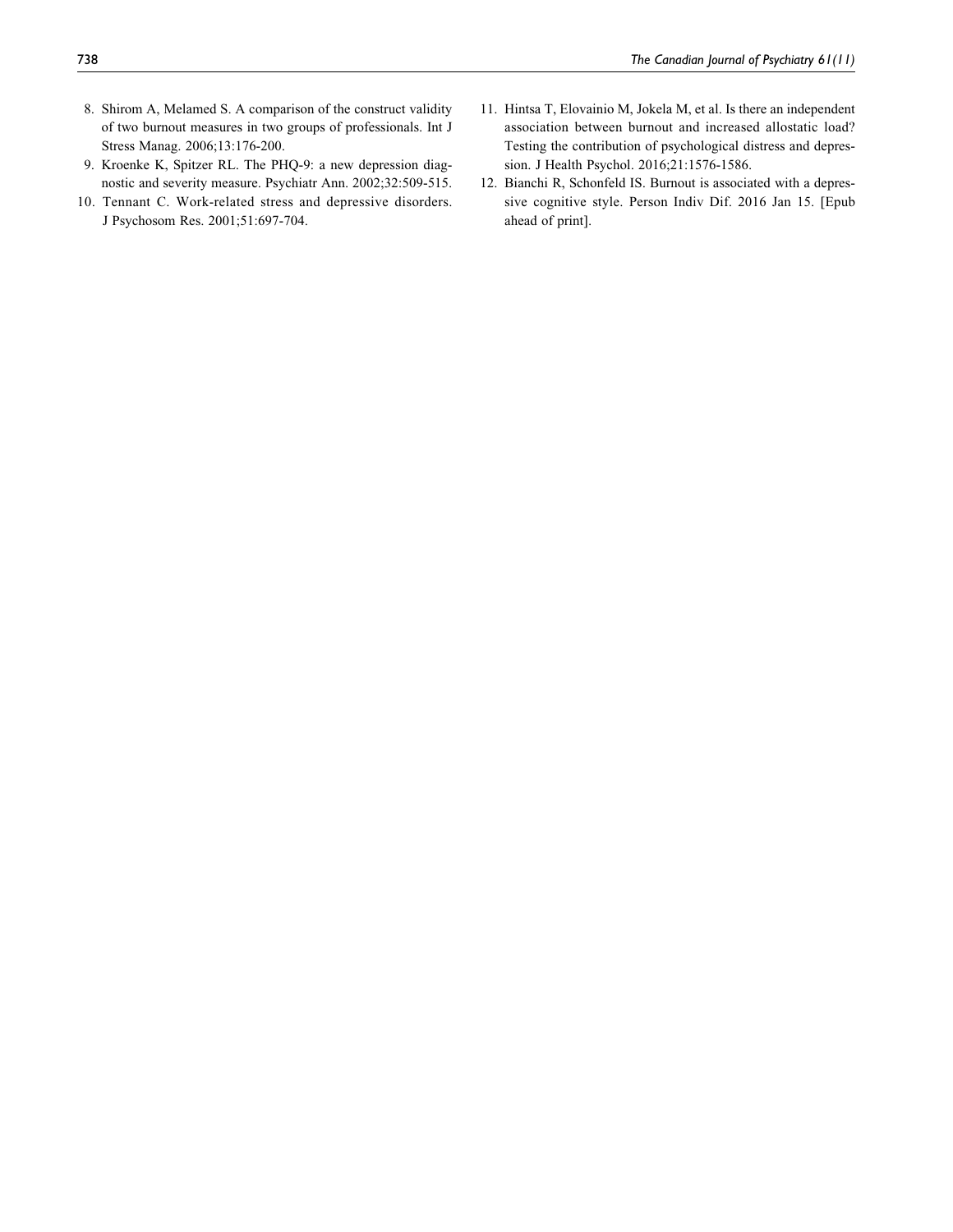8. Shirom A, Melamed S. A comparison of the construct validity of two burnout measures in two groups of professionals. Int J Stress Manag. 2006;13:176-200.
9. Kroenke K, Spitzer RL. The PHQ-9: a new depression diagnostic and severity measure. Psychiatr Ann. 2002;32:509-515.
10. Tennant C. Work-related stress and depressive disorders. J Psychosom Res. 2001;51:697-704.
11. Hintsa T, Elovainio M, Jokela M, et al. Is there an independent association between burnout and increased allostatic load? Testing the contribution of psychological distress and depression. J Health Psychol. 2016;21:1576-1586.
12. Bianchi R, Schonfeld IS. Burnout is associated with a depressive cognitive style. Person Indiv Dif. 2016 Jan 15. [Epub ahead of print].